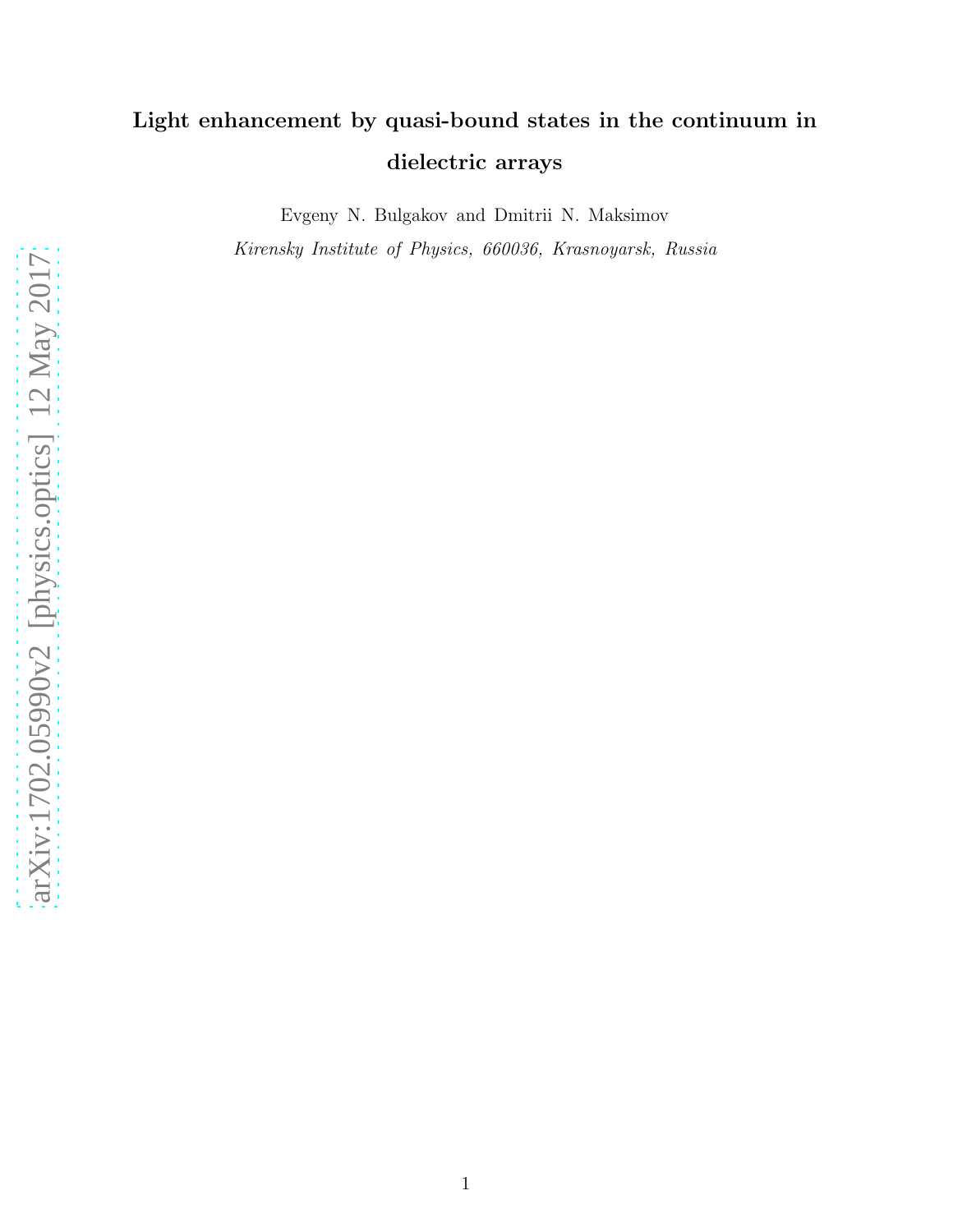# Light enhancement by quasi-bound states in the continuum in dielectric arrays

Evgeny N. Bulgakov and Dmitrii N. Maksimov

*Kirensky Institute of Physics, 660036, Krasnoyarsk, Russia*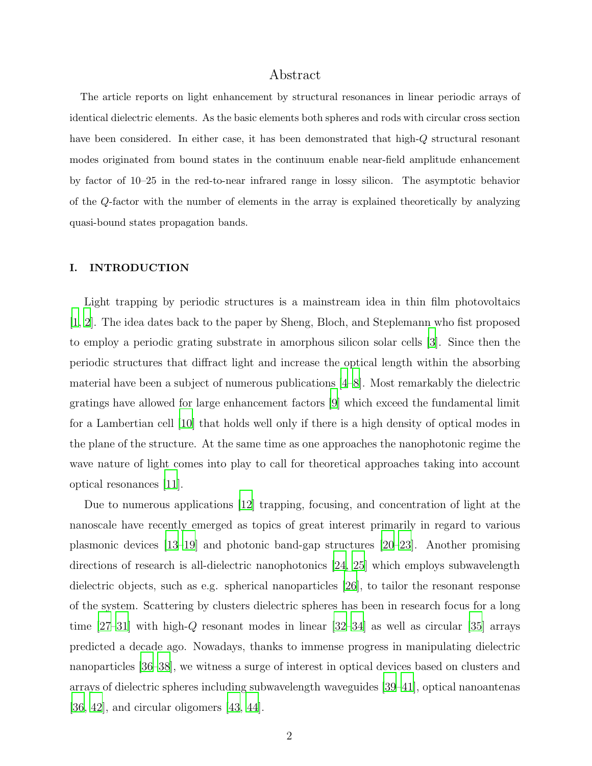## Abstract

The article reports on light enhancement by structural resonances in linear periodic arrays of identical dielectric elements. As the basic elements both spheres and rods with circular cross section have been considered. In either case, it has been demonstrated that high-$Q$ structural resonant modes originated from bound states in the continuum enable near-field amplitude enhancement by factor of 10–25 in the red-to-near infrared range in lossy silicon. The asymptotic behavior of the $Q$-factor with the number of elements in the array is explained theoretically by analyzing quasi-bound states propagation bands.

### I. INTRODUCTION

Light trapping by periodic structures is a mainstream idea in thin film photovoltaics [1, 2]. The idea dates back to the paper by Sheng, Bloch, and Steplemann who fist proposed to employ a periodic grating substrate in amorphous silicon solar cells [3]. Since then the periodic structures that diffract light and increase the optical length within the absorbing material have been a subject of numerous publications [4–8]. Most remarkably the dielectric gratings have allowed for large enhancement factors [9] which exceed the fundamental limit for a Lambertian cell [10] that holds well only if there is a high density of optical modes in the plane of the structure. At the same time as one approaches the nanophotonic regime the wave nature of light comes into play to call for theoretical approaches taking into account optical resonances [11].

Due to numerous applications [12] trapping, focusing, and concentration of light at the nanoscale have recently emerged as topics of great interest primarily in regard to various plasmonic devices [13–19] and photonic band-gap structures [20–23]. Another promising directions of research is all-dielectric nanophotonics [24, 25] which employs subwavelength dielectric objects, such as e.g. spherical nanoparticles [26], to tailor the resonant response of the system. Scattering by clusters dielectric spheres has been in research focus for a long time [27–31] with high-$Q$ resonant modes in linear [32–34] as well as circular [35] arrays predicted a decade ago. Nowadays, thanks to immense progress in manipulating dielectric nanoparticles [36–38], we witness a surge of interest in optical devices based on clusters and arrays of dielectric spheres including subwavelength waveguides [39–41], optical nanoantenas [36, 42], and circular oligomers [43, 44].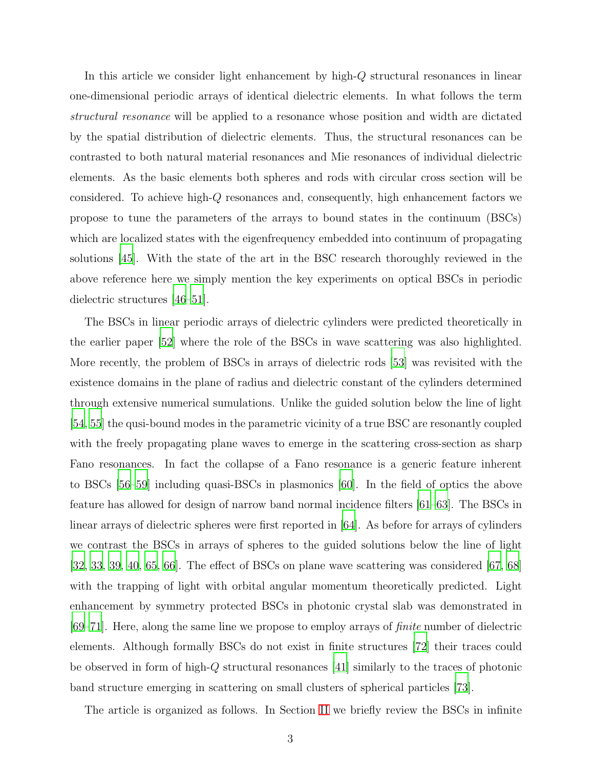In this article we consider light enhancement by high-$Q$ structural resonances in linear one-dimensional periodic arrays of identical dielectric elements. In what follows the term *structural resonance* will be applied to a resonance whose position and width are dictated by the spatial distribution of dielectric elements. Thus, the structural resonances can be contrasted to both natural material resonances and Mie resonances of individual dielectric elements. As the basic elements both spheres and rods with circular cross section will be considered. To achieve high-$Q$ resonances and, consequently, high enhancement factors we propose to tune the parameters of the arrays to bound states in the continuum (BSCs) which are localized states with the eigenfrequency embedded into continuum of propagating solutions [45]. With the state of the art in the BSC research thoroughly reviewed in the above reference here we simply mention the key experiments on optical BSCs in periodic dielectric structures [46–51].

The BSCs in linear periodic arrays of dielectric cylinders were predicted theoretically in the earlier paper [52] where the role of the BSCs in wave scattering was also highlighted. More recently, the problem of BSCs in arrays of dielectric rods [53] was revisited with the existence domains in the plane of radius and dielectric constant of the cylinders determined through extensive numerical sumulations. Unlike the guided solution below the line of light [54, 55] the qusi-bound modes in the parametric vicinity of a true BSC are resonantly coupled with the freely propagating plane waves to emerge in the scattering cross-section as sharp Fano resonances. In fact the collapse of a Fano resonance is a generic feature inherent to BSCs [56–59] including quasi-BSCs in plasmonics [60]. In the field of optics the above feature has allowed for design of narrow band normal incidence filters [61–63]. The BSCs in linear arrays of dielectric spheres were first reported in [64]. As before for arrays of cylinders we contrast the BSCs in arrays of spheres to the guided solutions below the line of light [32, 33, 39, 40, 65, 66]. The effect of BSCs on plane wave scattering was considered [67, 68] with the trapping of light with orbital angular momentum theoretically predicted. Light enhancement by symmetry protected BSCs in photonic crystal slab was demonstrated in [69–71]. Here, along the same line we propose to employ arrays of *finite* number of dielectric elements. Although formally BSCs do not exist in finite structures [72] their traces could be observed in form of high-$Q$ structural resonances [41] similarly to the traces of photonic band structure emerging in scattering on small clusters of spherical particles [73].

The article is organized as follows. In Section II we briefly review the BSCs in infinite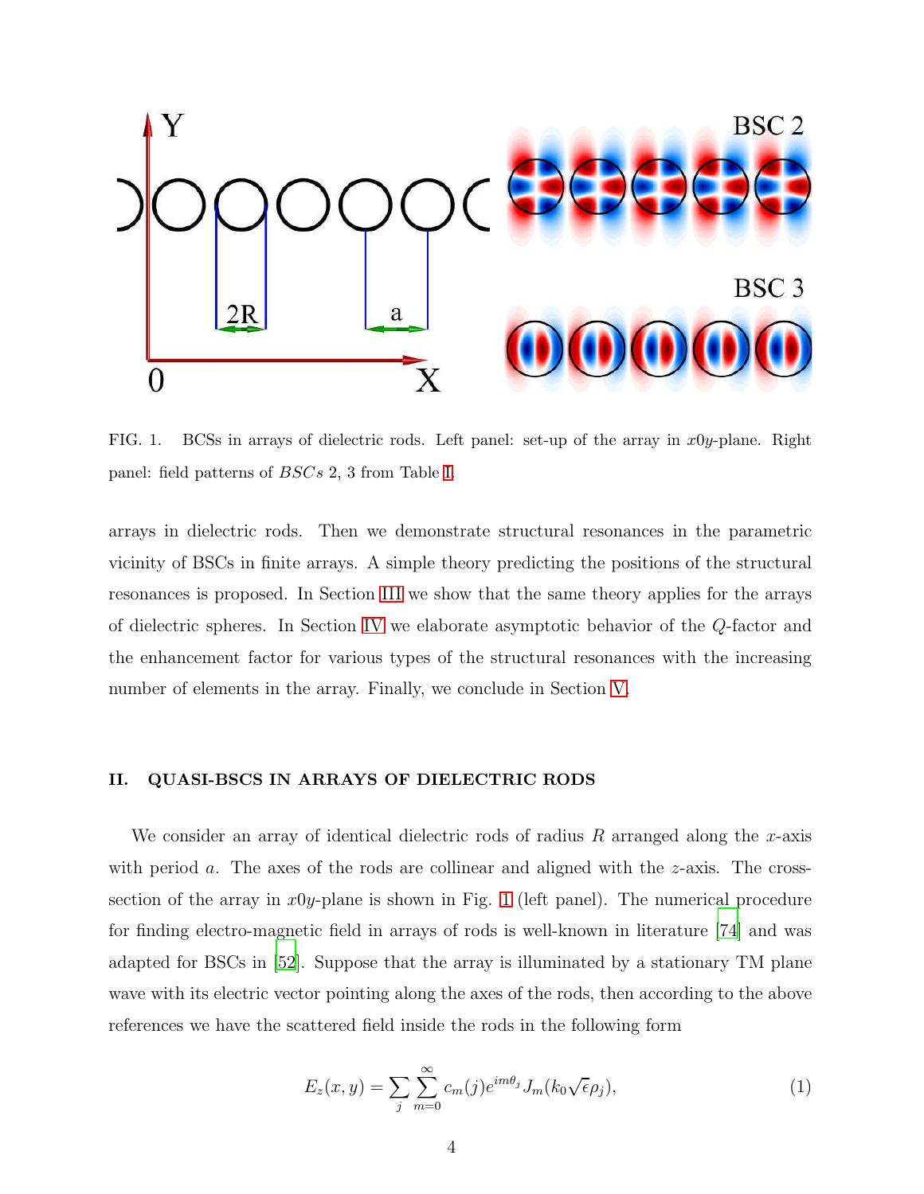FIG. 1. BCSs in arrays of dielectric rods. Left panel: set-up of the array in $x0y$-plane. Right panel: field patterns of $BSCs$ 2, 3 from Table I.

arrays in dielectric rods. Then we demonstrate structural resonances in the parametric vicinity of BSCs in finite arrays. A simple theory predicting the positions of the structural resonances is proposed. In Section III we show that the same theory applies for the arrays of dielectric spheres. In Section IV we elaborate asymptotic behavior of the $Q$-factor and the enhancement factor for various types of the structural resonances with the increasing number of elements in the array. Finally, we conclude in Section V.

## II. QUASI-BSCS IN ARRAYS OF DIELECTRIC RODS

We consider an array of identical dielectric rods of radius $R$ arranged along the $x$-axis with period $a$. The axes of the rods are collinear and aligned with the $z$-axis. The cross-section of the array in $x0y$-plane is shown in Fig. 1 (left panel). The numerical procedure for finding electro-magnetic field in arrays of rods is well-known in literature [74] and was adapted for BSCs in [52]. Suppose that the array is illuminated by a stationary TM plane wave with its electric vector pointing along the axes of the rods, then according to the above references we have the scattered field inside the rods in the following form

$$E_z(x, y) = \sum_{j} \sum_{m=0}^{\infty} c_m(j) e^{im\theta_j} J_m(k_0 \sqrt{\epsilon} \rho_j), \tag{1}$$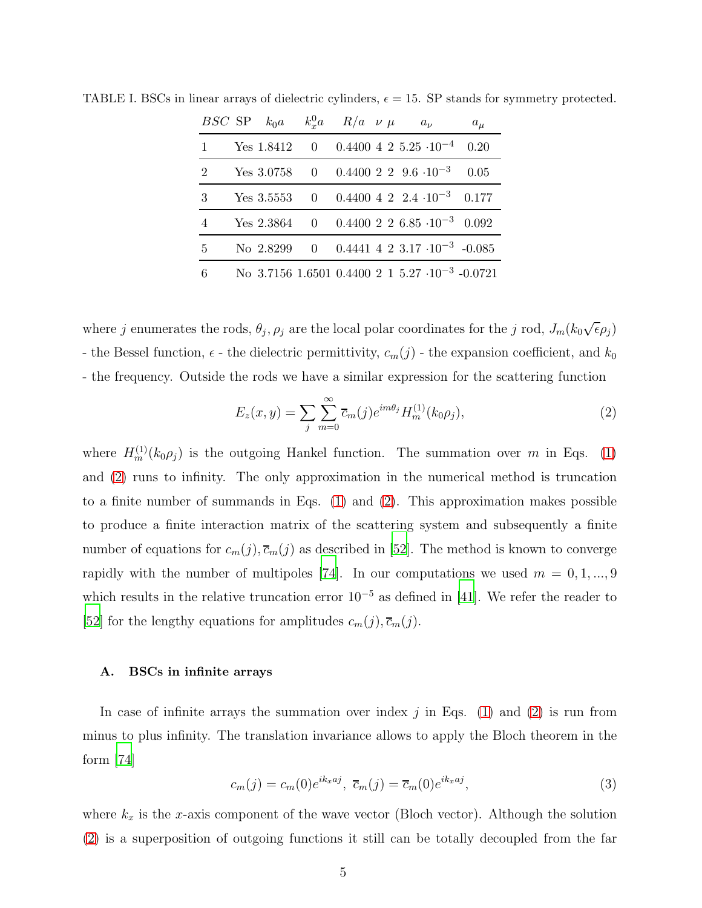TABLE I. BSCs in linear arrays of dielectric cylinders, $\epsilon = 15$. SP stands for symmetry protected.

| $BSC$ | SP | $k_0 a$ | $k_x^0 a$ | $R/a$ | $\nu$ | $\mu$ | $a_\nu$ | $a_\mu$ |
|---|---|---|---|---|---|---|---|---|
| 1 | Yes | 1.8412 | 0 | 0.4400 | 4 | 2 | $5.25 \cdot 10^{-4}$ | 0.20 |
| 2 | Yes | 3.0758 | 0 | 0.4400 | 2 | 2 | $9.6 \cdot 10^{-3}$ | 0.05 |
| 3 | Yes | 3.5553 | 0 | 0.4400 | 4 | 2 | $2.4 \cdot 10^{-3}$ | 0.177 |
| 4 | Yes | 2.3864 | 0 | 0.4400 | 2 | 2 | $6.85 \cdot 10^{-3}$ | 0.092 |
| 5 | No | 2.8299 | 0 | 0.4441 | 4 | 2 | $3.17 \cdot 10^{-3}$ | -0.085 |
| 6 | No | 3.7156 | 1.6501 | 0.4400 | 2 | 1 | $5.27 \cdot 10^{-3}$ | -0.0721 |

where $j$ enumerates the rods, $\theta_j, \rho_j$ are the local polar coordinates for the $j$ rod, $J_m(k_0\sqrt{\epsilon}\rho_j)$ - the Bessel function, $\epsilon$ - the dielectric permittivity, $c_m(j)$ - the expansion coefficient, and $k_0$ - the frequency. Outside the rods we have a similar expression for the scattering function

$$E_z(x, y) = \sum_j \sum_{m=0}^{\infty} \overline{c}_m(j) e^{im\theta_j} H_m^{(1)}(k_0\rho_j), \tag{2}$$

where $H_m^{(1)}(k_0\rho_j)$ is the outgoing Hankel function. The summation over $m$ in Eqs. (1) and (2) runs to infinity. The only approximation in the numerical method is truncation to a finite number of summands in Eqs. (1) and (2). This approximation makes possible to produce a finite interaction matrix of the scattering system and subsequently a finite number of equations for $c_m(j), \overline{c}_m(j)$ as described in [52]. The method is known to converge rapidly with the number of multipoles [74]. In our computations we used $m = 0, 1, ..., 9$ which results in the relative truncation error $10^{-5}$ as defined in [41]. We refer the reader to [52] for the lengthy equations for amplitudes $c_m(j), \overline{c}_m(j)$.

### A. BSCs in infinite arrays

In case of infinite arrays the summation over index $j$ in Eqs. (1) and (2) is run from minus to plus infinity. The translation invariance allows to apply the Bloch theorem in the form [74]

$$c_m(j) = c_m(0)e^{ik_x a j},\ \overline{c}_m(j) = \overline{c}_m(0)e^{ik_x a j}, \tag{3}$$

where $k_x$ is the $x$-axis component of the wave vector (Bloch vector). Although the solution (2) is a superposition of outgoing functions it still can be totally decoupled from the far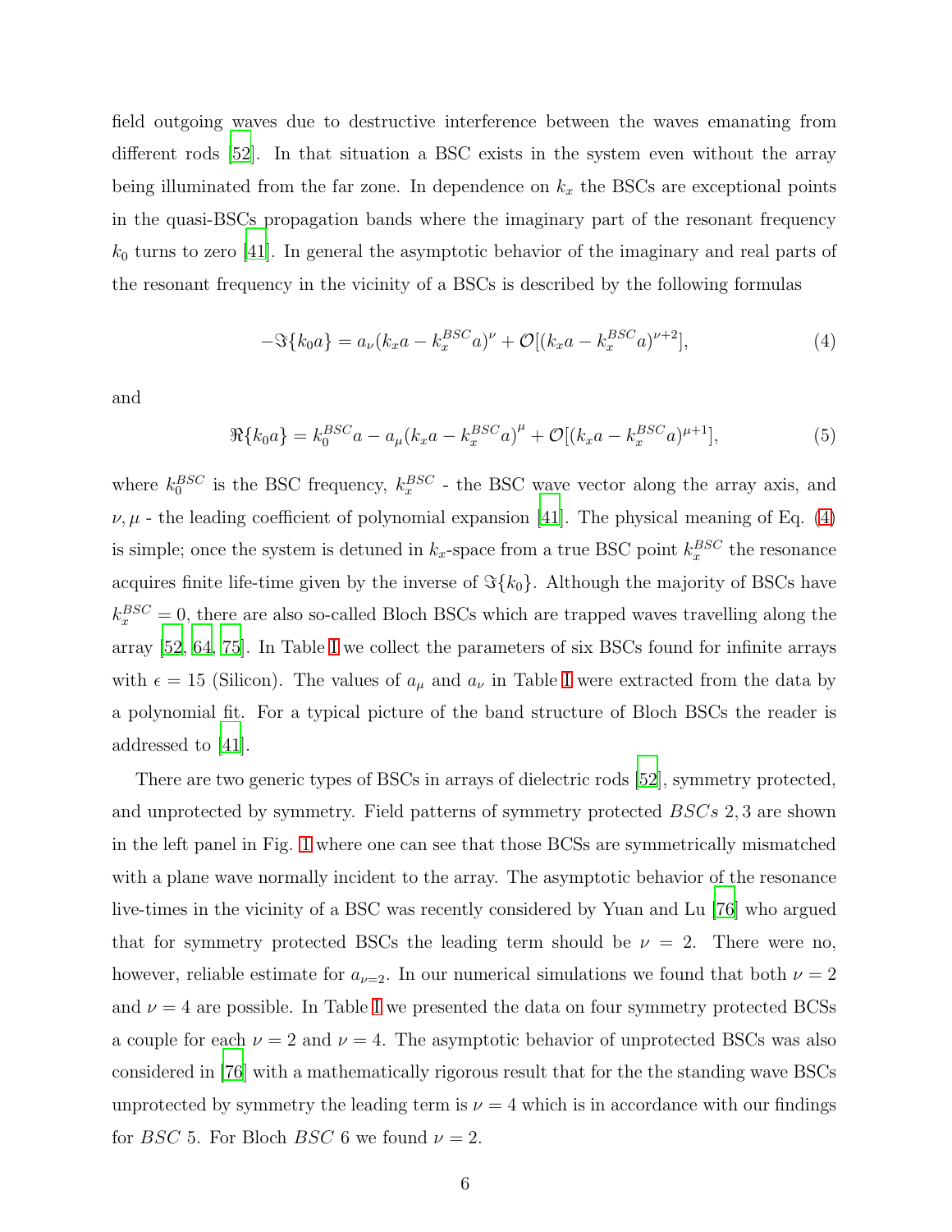field outgoing waves due to destructive interference between the waves emanating from different rods [52]. In that situation a BSC exists in the system even without the array being illuminated from the far zone. In dependence on $k_x$ the BSCs are exceptional points in the quasi-BSCs propagation bands where the imaginary part of the resonant frequency $k_0$ turns to zero [41]. In general the asymptotic behavior of the imaginary and real parts of the resonant frequency in the vicinity of a BSCs is described by the following formulas

$$-\Im\{k_0 a\} = a_\nu (k_x a - k_x^{BSC} a)^\nu + \mathcal{O}[(k_x a - k_x^{BSC} a)^{\nu+2}], \tag{4}$$

and

$$\Re\{k_0 a\} = k_0^{BSC} a - a_\mu (k_x a - k_x^{BSC} a)^\mu + \mathcal{O}[(k_x a - k_x^{BSC} a)^{\mu+1}], \tag{5}$$

where $k_0^{BSC}$ is the BSC frequency, $k_x^{BSC}$ - the BSC wave vector along the array axis, and $\nu, \mu$ - the leading coefficient of polynomial expansion [41]. The physical meaning of Eq. (4) is simple; once the system is detuned in $k_x$-space from a true BSC point $k_x^{BSC}$ the resonance acquires finite life-time given by the inverse of $\Im\{k_0\}$. Although the majority of BSCs have $k_x^{BSC} = 0$, there are also so-called Bloch BSCs which are trapped waves travelling along the array [52, 64, 75]. In Table I we collect the parameters of six BSCs found for infinite arrays with $\epsilon = 15$ (Silicon). The values of $a_\mu$ and $a_\nu$ in Table I were extracted from the data by a polynomial fit. For a typical picture of the band structure of Bloch BSCs the reader is addressed to [41].

There are two generic types of BSCs in arrays of dielectric rods [52], symmetry protected, and unprotected by symmetry. Field patterns of symmetry protected $BSCs$ 2, 3 are shown in the left panel in Fig. 1 where one can see that those BCSs are symmetrically mismatched with a plane wave normally incident to the array. The asymptotic behavior of the resonance live-times in the vicinity of a BSC was recently considered by Yuan and Lu [76] who argued that for symmetry protected BSCs the leading term should be $\nu = 2$. There were no, however, reliable estimate for $a_{\nu=2}$. In our numerical simulations we found that both $\nu = 2$ and $\nu = 4$ are possible. In Table I we presented the data on four symmetry protected BCSs a couple for each $\nu = 2$ and $\nu = 4$. The asymptotic behavior of unprotected BSCs was also considered in [76] with a mathematically rigorous result that for the the standing wave BSCs unprotected by symmetry the leading term is $\nu = 4$ which is in accordance with our findings for $BSC$ 5. For Bloch $BSC$ 6 we found $\nu = 2$.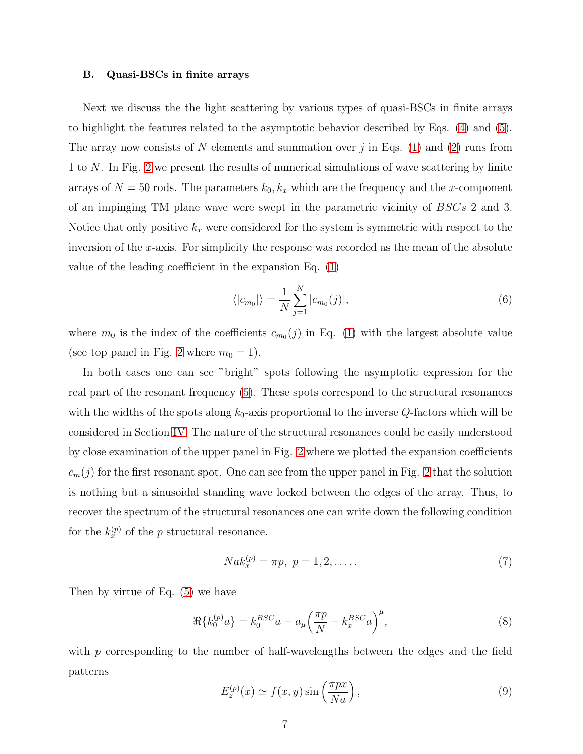### B. Quasi-BSCs in finite arrays

Next we discuss the the light scattering by various types of quasi-BSCs in finite arrays to highlight the features related to the asymptotic behavior described by Eqs. (4) and (5). The array now consists of $N$ elements and summation over $j$ in Eqs. (1) and (2) runs from 1 to $N$. In Fig. 2 we present the results of numerical simulations of wave scattering by finite arrays of $N = 50$ rods. The parameters $k_0, k_x$ which are the frequency and the $x$-component of an impinging TM plane wave were swept in the parametric vicinity of $BSCs$ 2 and 3. Notice that only positive $k_x$ were considered for the system is symmetric with respect to the inversion of the $x$-axis. For simplicity the response was recorded as the mean of the absolute value of the leading coefficient in the expansion Eq. (1)

$$\langle |c_{m_0}| \rangle = \frac{1}{N} \sum_{j=1}^{N} |c_{m_0}(j)|, \tag{6}$$

where $m_0$ is the index of the coefficients $c_{m_0}(j)$ in Eq. (1) with the largest absolute value (see top panel in Fig. 2 where $m_0 = 1$).

In both cases one can see "bright" spots following the asymptotic expression for the real part of the resonant frequency (5). These spots correspond to the structural resonances with the widths of the spots along $k_0$-axis proportional to the inverse $Q$-factors which will be considered in Section IV. The nature of the structural resonances could be easily understood by close examination of the upper panel in Fig. 2 where we plotted the expansion coefficients $c_m(j)$ for the first resonant spot. One can see from the upper panel in Fig. 2 that the solution is nothing but a sinusoidal standing wave locked between the edges of the array. Thus, to recover the spectrum of the structural resonances one can write down the following condition for the $k_x^{(p)}$ of the $p$ structural resonance.

$$Nak_x^{(p)} = \pi p, \;\; p = 1, 2, \ldots, . \tag{7}$$

Then by virtue of Eq. (5) we have

$$\Re\{k_0^{(p)}a\} = k_0^{BSC}a - a_\mu \left( \frac{\pi p}{N} - k_x^{BSC}a \right)^{\mu}, \tag{8}$$

with $p$ corresponding to the number of half-wavelengths between the edges and the field patterns

$$E_z^{(p)}(x) \simeq f(x, y) \sin\left( \frac{\pi p x}{Na} \right), \tag{9}$$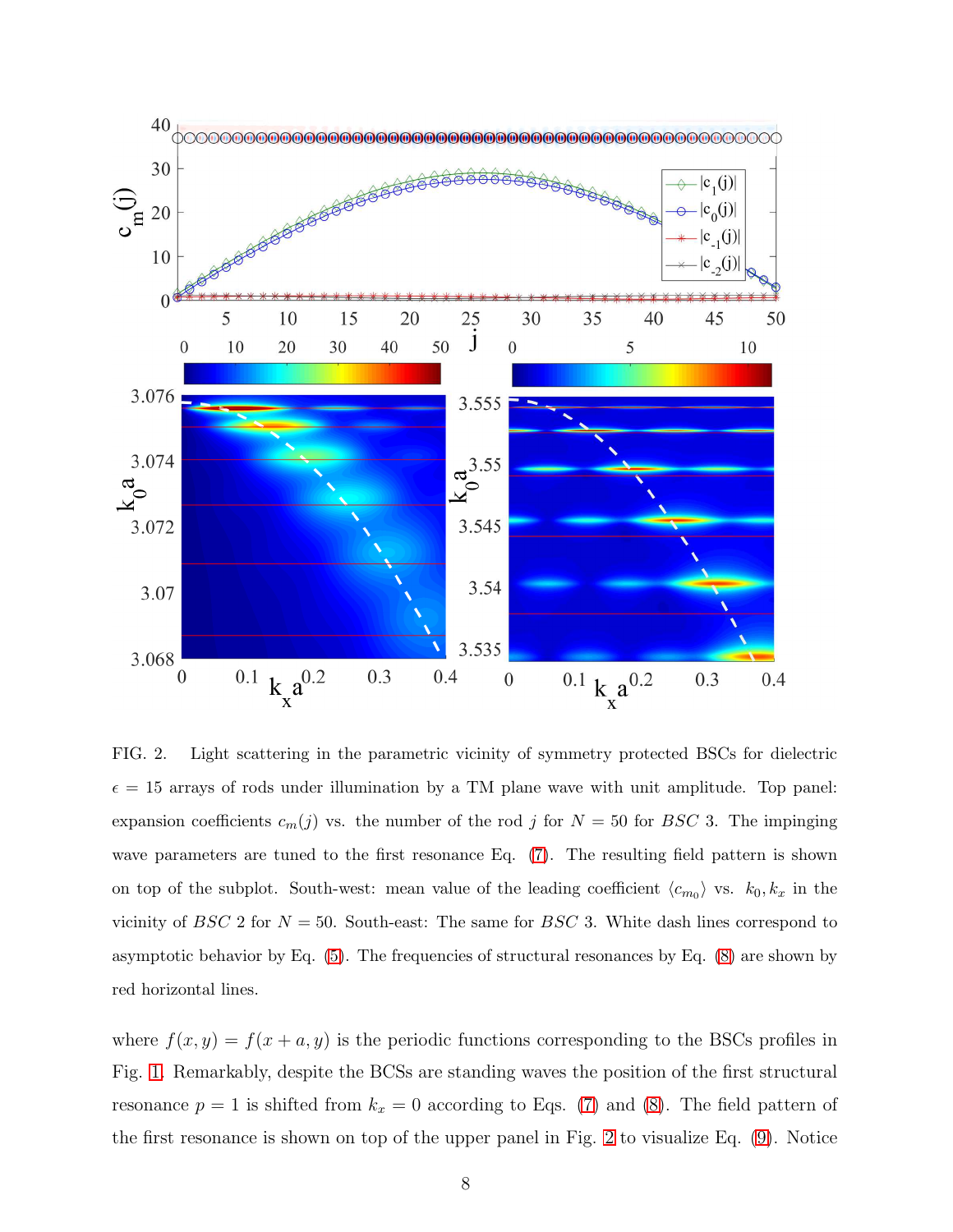FIG. 2. Light scattering in the parametric vicinity of symmetry protected BSCs for dielectric $\epsilon = 15$ arrays of rods under illumination by a TM plane wave with unit amplitude. Top panel: expansion coefficients $c_m(j)$ vs. the number of the rod $j$ for $N = 50$ for *BSC* 3. The impinging wave parameters are tuned to the first resonance Eq. (7). The resulting field pattern is shown on top of the subplot. South-west: mean value of the leading coefficient $\langle c_{m_0} \rangle$ vs. $k_0, k_x$ in the vicinity of *BSC* 2 for $N = 50$. South-east: The same for *BSC* 3. White dash lines correspond to asymptotic behavior by Eq. (5). The frequencies of structural resonances by Eq. (8) are shown by red horizontal lines.

where $f(x, y) = f(x + a, y)$ is the periodic functions corresponding to the BSCs profiles in Fig. 1. Remarkably, despite the BCSs are standing waves the position of the first structural resonance $p = 1$ is shifted from $k_x = 0$ according to Eqs. (7) and (8). The field pattern of the first resonance is shown on top of the upper panel in Fig. 2 to visualize Eq. (9). Notice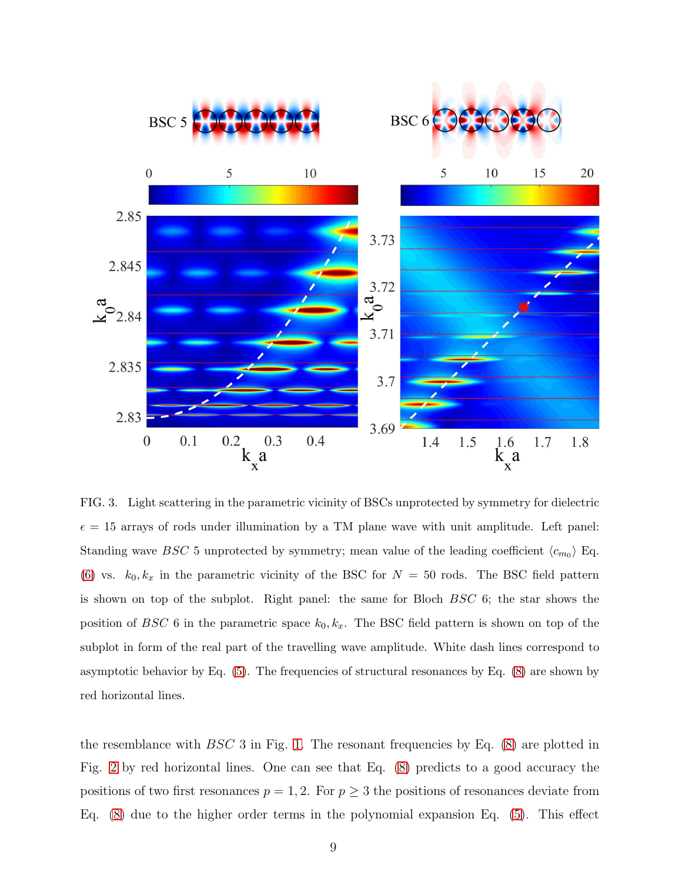FIG. 3. Light scattering in the parametric vicinity of BSCs unprotected by symmetry for dielectric $\epsilon = 15$ arrays of rods under illumination by a TM plane wave with unit amplitude. Left panel: Standing wave *BSC* 5 unprotected by symmetry; mean value of the leading coefficient $\langle c_{m_0} \rangle$ Eq. (6) vs. $k_0, k_x$ in the parametric vicinity of the BSC for $N = 50$ rods. The BSC field pattern is shown on top of the subplot. Right panel: the same for Bloch *BSC* 6; the star shows the position of *BSC* 6 in the parametric space $k_0, k_x$. The BSC field pattern is shown on top of the subplot in form of the real part of the travelling wave amplitude. White dash lines correspond to asymptotic behavior by Eq. (5). The frequencies of structural resonances by Eq. (8) are shown by red horizontal lines.

the resemblance with *BSC* 3 in Fig. 1. The resonant frequencies by Eq. (8) are plotted in Fig. 2 by red horizontal lines. One can see that Eq. (8) predicts to a good accuracy the positions of two first resonances $p = 1, 2$. For $p \geq 3$ the positions of resonances deviate from Eq. (8) due to the higher order terms in the polynomial expansion Eq. (5). This effect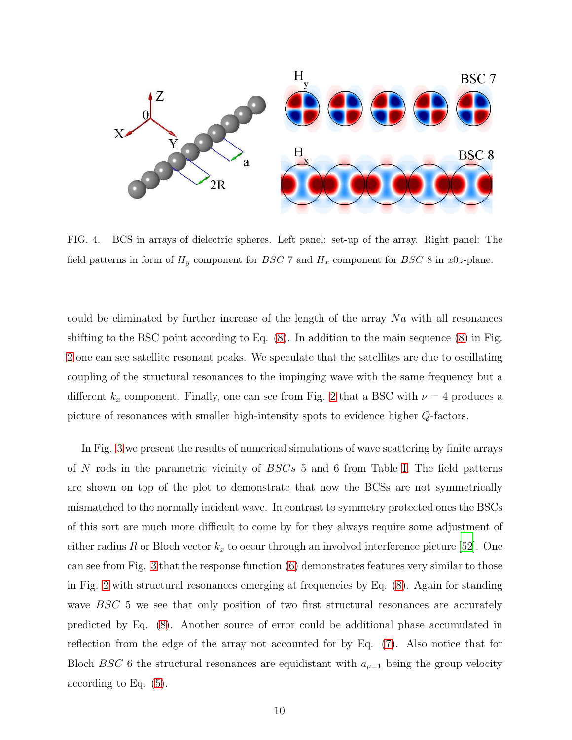FIG. 4. BCS in arrays of dielectric spheres. Left panel: set-up of the array. Right panel: The field patterns in form of $H_y$ component for $BSC$ 7 and $H_x$ component for $BSC$ 8 in $x0z$-plane.

could be eliminated by further increase of the length of the array $Na$ with all resonances shifting to the BSC point according to Eq. (8). In addition to the main sequence (8) in Fig. 2 one can see satellite resonant peaks. We speculate that the satellites are due to oscillating coupling of the structural resonances to the impinging wave with the same frequency but a different $k_x$ component. Finally, one can see from Fig. 2 that a BSC with $\nu = 4$ produces a picture of resonances with smaller high-intensity spots to evidence higher $Q$-factors.

In Fig. 3 we present the results of numerical simulations of wave scattering by finite arrays of $N$ rods in the parametric vicinity of $BSCs$ 5 and 6 from Table I. The field patterns are shown on top of the plot to demonstrate that now the BCSs are not symmetrically mismatched to the normally incident wave. In contrast to symmetry protected ones the BSCs of this sort are much more difficult to come by for they always require some adjustment of either radius $R$ or Bloch vector $k_x$ to occur through an involved interference picture [52]. One can see from Fig. 3 that the response function (6) demonstrates features very similar to those in Fig. 2 with structural resonances emerging at frequencies by Eq. (8). Again for standing wave $BSC$ 5 we see that only position of two first structural resonances are accurately predicted by Eq. (8). Another source of error could be additional phase accumulated in reflection from the edge of the array not accounted for by Eq. (7). Also notice that for Bloch $BSC$ 6 the structural resonances are equidistant with $a_{\mu=1}$ being the group velocity according to Eq. (5).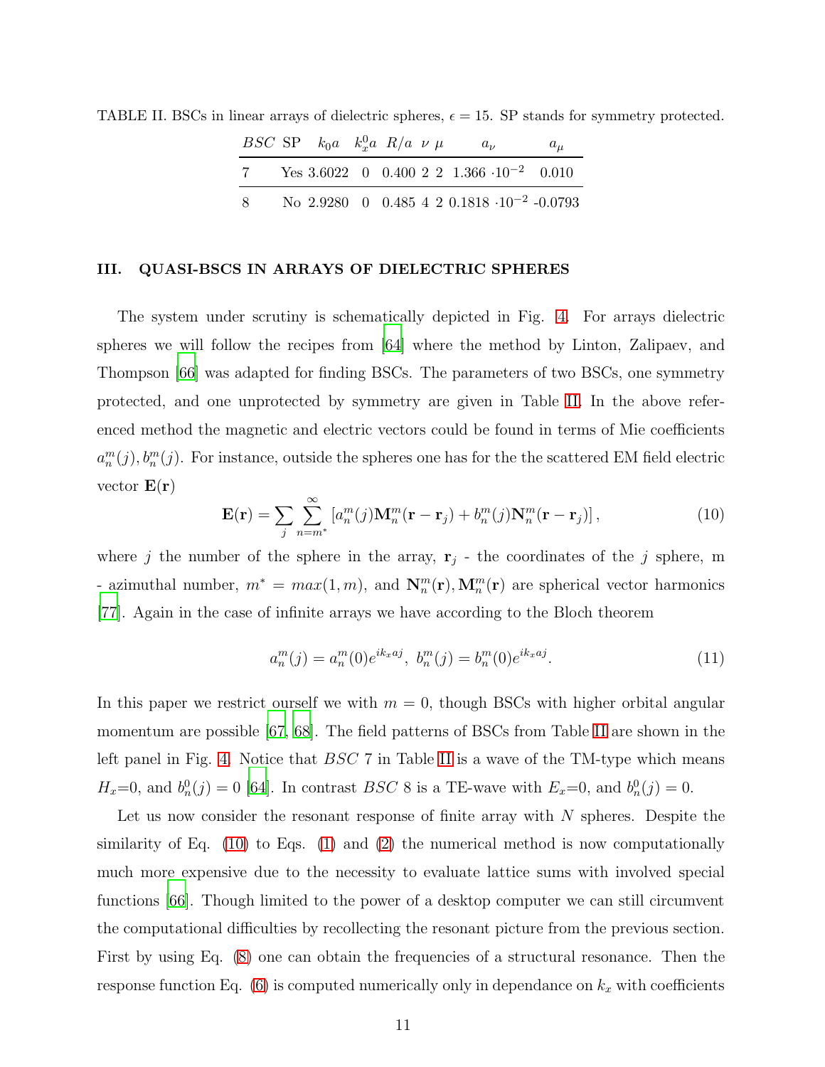TABLE II. BSCs in linear arrays of dielectric spheres, $\epsilon = 15$. SP stands for symmetry protected.

| $BSC$ | SP | $k_0a$ | $k_x^0a$ | $R/a$ | $\nu$ | $\mu$ | $a_\nu$ | $a_\mu$ |
|---|---|---|---|---|---|---|---|---|
| 7 | Yes | 3.6022 | 0 | 0.400 | 2 | 2 | $1.366 \cdot 10^{-2}$ | 0.010 |
| 8 | No | 2.9280 | 0 | 0.485 | 4 | 2 | $0.1818 \cdot 10^{-2}$ | -0.0793 |

## III. QUASI-BSCS IN ARRAYS OF DIELECTRIC SPHERES

The system under scrutiny is schematically depicted in Fig. 4. For arrays dielectric spheres we will follow the recipes from [64] where the method by Linton, Zalipaev, and Thompson [66] was adapted for finding BSCs. The parameters of two BSCs, one symmetry protected, and one unprotected by symmetry are given in Table II. In the above referenced method the magnetic and electric vectors could be found in terms of Mie coefficients $a_n^m(j), b_n^m(j)$. For instance, outside the spheres one has for the the scattered EM field electric vector $\mathbf{E}(\mathbf{r})$

$$\mathbf{E}(\mathbf{r}) = \sum_j \sum_{n=m^*}^{\infty} \left[ a_n^m(j)\mathbf{M}_n^m(\mathbf{r}-\mathbf{r}_j) + b_n^m(j)\mathbf{N}_n^m(\mathbf{r}-\mathbf{r}_j) \right], \tag{10}$$

where $j$ the number of the sphere in the array, $\mathbf{r}_j$ - the coordinates of the $j$ sphere, m - azimuthal number, $m^* = max(1, m)$, and $\mathbf{N}_n^m(\mathbf{r}), \mathbf{M}_n^m(\mathbf{r})$ are spherical vector harmonics [77]. Again in the case of infinite arrays we have according to the Bloch theorem

$$a_n^m(j) = a_n^m(0)e^{ik_xaj},\ b_n^m(j) = b_n^m(0)e^{ik_xaj}. \tag{11}$$

In this paper we restrict ourself we with $m = 0$, though BSCs with higher orbital angular momentum are possible [67, 68]. The field patterns of BSCs from Table II are shown in the left panel in Fig. 4. Notice that $BSC$ 7 in Table II is a wave of the TM-type which means $H_x$=0, and $b_n^0(j) = 0$ [64]. In contrast $BSC$ 8 is a TE-wave with $E_x$=0, and $b_n^0(j) = 0$.

Let us now consider the resonant response of finite array with $N$ spheres. Despite the similarity of Eq. (10) to Eqs. (1) and (2) the numerical method is now computationally much more expensive due to the necessity to evaluate lattice sums with involved special functions [66]. Though limited to the power of a desktop computer we can still circumvent the computational difficulties by recollecting the resonant picture from the previous section. First by using Eq. (8) one can obtain the frequencies of a structural resonance. Then the response function Eq. (6) is computed numerically only in dependance on $k_x$ with coefficients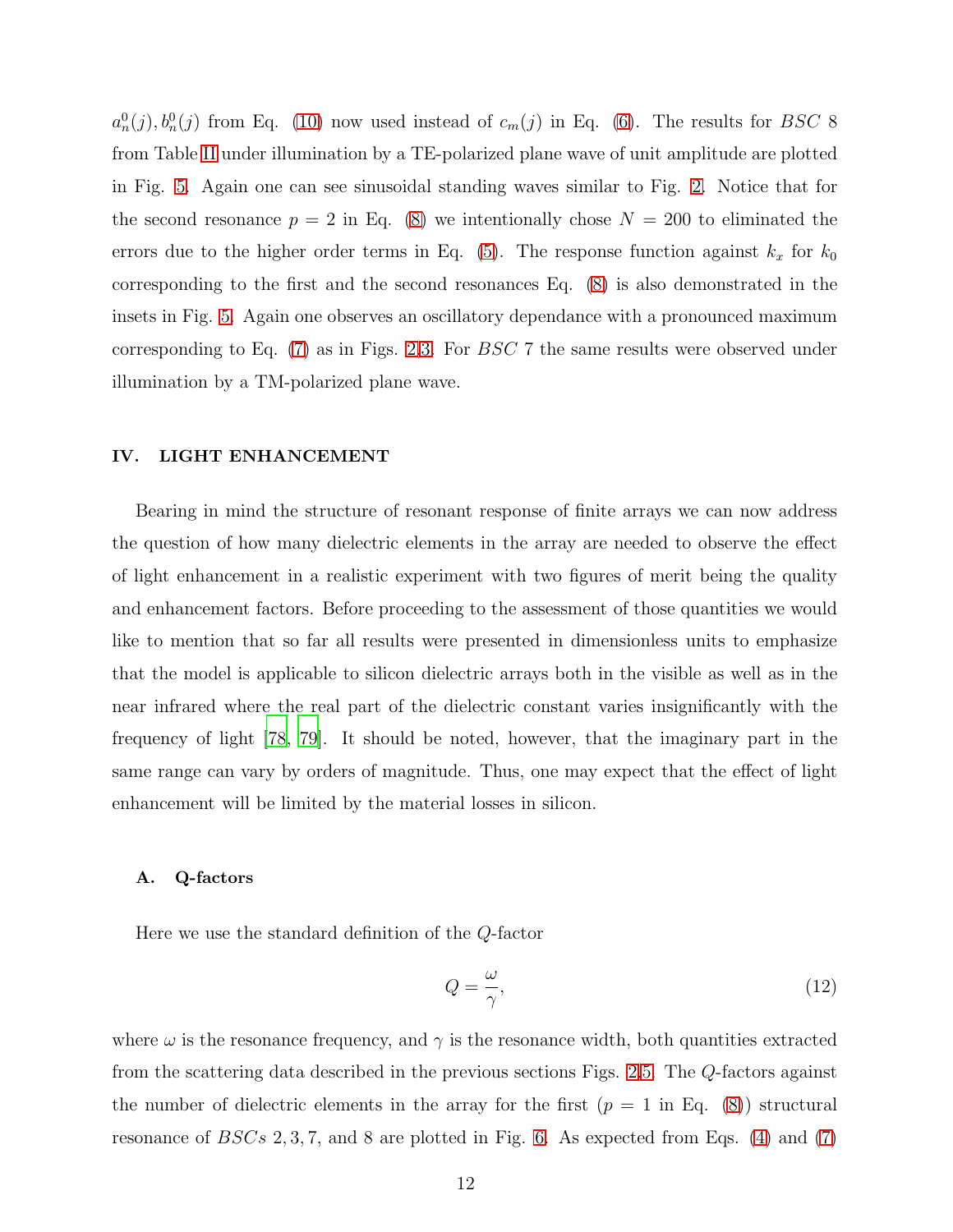$a_n^0(j), b_n^0(j)$ from Eq. (10) now used instead of $c_m(j)$ in Eq. (6). The results for $BSC$ 8 from Table II under illumination by a TE-polarized plane wave of unit amplitude are plotted in Fig. 5. Again one can see sinusoidal standing waves similar to Fig. 2. Notice that for the second resonance $p = 2$ in Eq. (8) we intentionally chose $N = 200$ to eliminated the errors due to the higher order terms in Eq. (5). The response function against $k_x$ for $k_0$ corresponding to the first and the second resonances Eq. (8) is also demonstrated in the insets in Fig. 5. Again one observes an oscillatory dependance with a pronounced maximum corresponding to Eq. (7) as in Figs. 2,3. For $BSC$ 7 the same results were observed under illumination by a TM-polarized plane wave.

## IV. LIGHT ENHANCEMENT

Bearing in mind the structure of resonant response of finite arrays we can now address the question of how many dielectric elements in the array are needed to observe the effect of light enhancement in a realistic experiment with two figures of merit being the quality and enhancement factors. Before proceeding to the assessment of those quantities we would like to mention that so far all results were presented in dimensionless units to emphasize that the model is applicable to silicon dielectric arrays both in the visible as well as in the near infrared where the real part of the dielectric constant varies insignificantly with the frequency of light [78, 79]. It should be noted, however, that the imaginary part in the same range can vary by orders of magnitude. Thus, one may expect that the effect of light enhancement will be limited by the material losses in silicon.

### A. Q-factors

Here we use the standard definition of the $Q$-factor

$$Q = \frac{\omega}{\gamma}, \tag{12}$$

where $\omega$ is the resonance frequency, and $\gamma$ is the resonance width, both quantities extracted from the scattering data described in the previous sections Figs. 2,5. The $Q$-factors against the number of dielectric elements in the array for the first ($p = 1$ in Eq. (8)) structural resonance of $BSCs$ 2, 3, 7, and 8 are plotted in Fig. 6. As expected from Eqs. (4) and (7)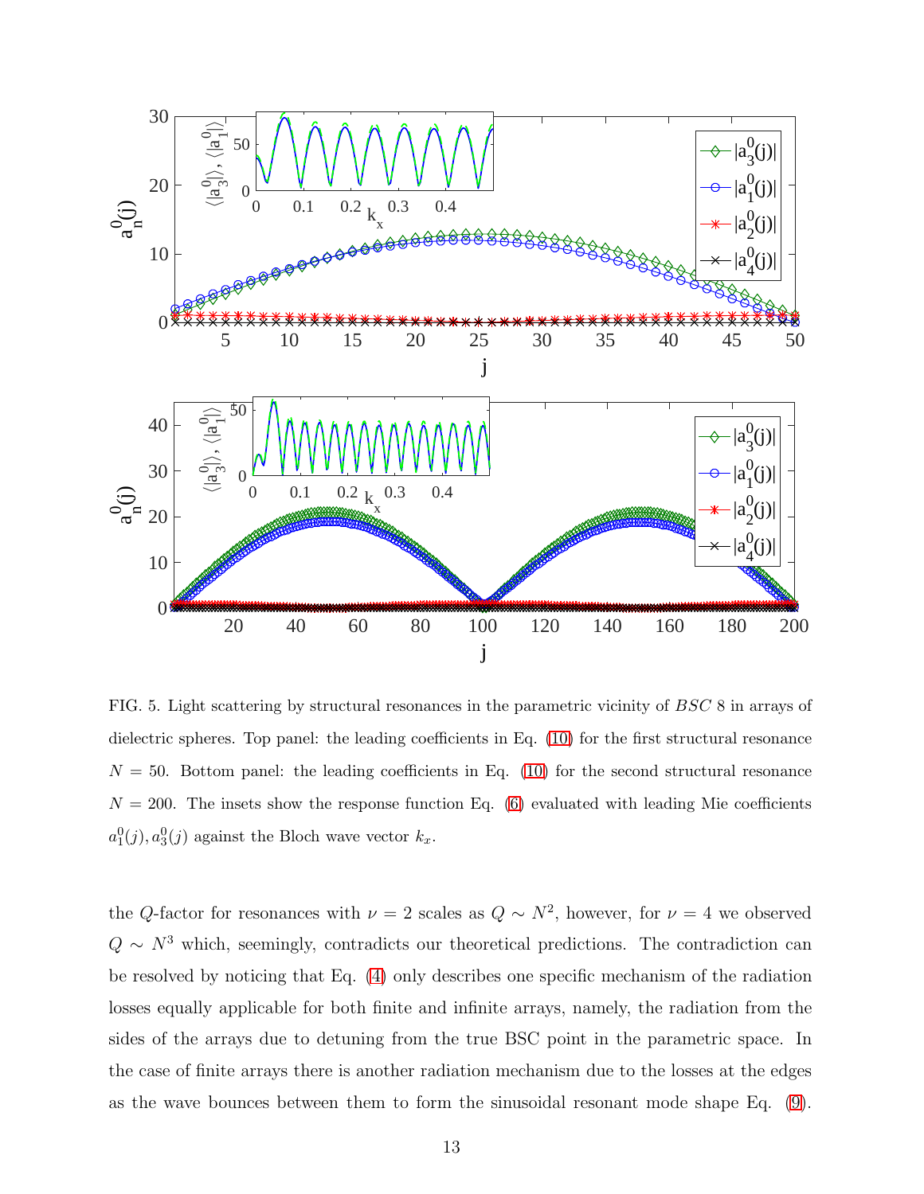FIG. 5. Light scattering by structural resonances in the parametric vicinity of *BSC* 8 in arrays of dielectric spheres. Top panel: the leading coefficients in Eq. (10) for the first structural resonance $N = 50$. Bottom panel: the leading coefficients in Eq. (10) for the second structural resonance $N = 200$. The insets show the response function Eq. (6) evaluated with leading Mie coefficients $a_1^0(j), a_3^0(j)$ against the Bloch wave vector $k_x$.

the $Q$-factor for resonances with $\nu = 2$ scales as $Q \sim N^2$, however, for $\nu = 4$ we observed $Q \sim N^3$ which, seemingly, contradicts our theoretical predictions. The contradiction can be resolved by noticing that Eq. (4) only describes one specific mechanism of the radiation losses equally applicable for both finite and infinite arrays, namely, the radiation from the sides of the arrays due to detuning from the true BSC point in the parametric space. In the case of finite arrays there is another radiation mechanism due to the losses at the edges as the wave bounces between them to form the sinusoidal resonant mode shape Eq. (9).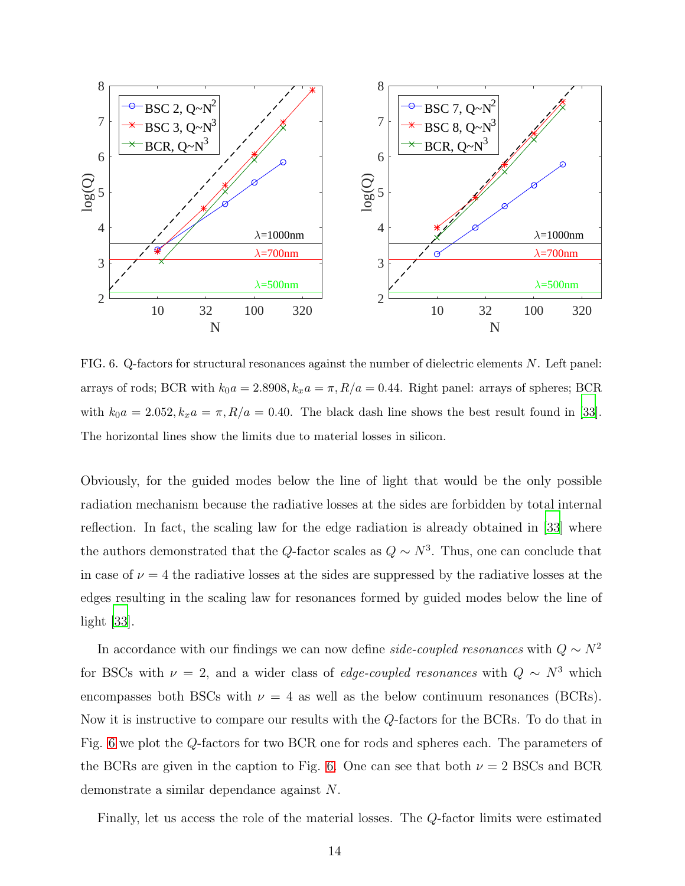FIG. 6. Q-factors for structural resonances against the number of dielectric elements $N$. Left panel: arrays of rods; BCR with $k_0a = 2.8908, k_xa = \pi, R/a = 0.44$. Right panel: arrays of spheres; BCR with $k_0a = 2.052, k_xa = \pi, R/a = 0.40$. The black dash line shows the best result found in [33]. The horizontal lines show the limits due to material losses in silicon.

Obviously, for the guided modes below the line of light that would be the only possible radiation mechanism because the radiative losses at the sides are forbidden by total internal reflection. In fact, the scaling law for the edge radiation is already obtained in [33] where the authors demonstrated that the $Q$-factor scales as $Q \sim N^3$. Thus, one can conclude that in case of $\nu = 4$ the radiative losses at the sides are suppressed by the radiative losses at the edges resulting in the scaling law for resonances formed by guided modes below the line of light [33].

In accordance with our findings we can now define *side-coupled resonances* with $Q \sim N^2$ for BSCs with $\nu = 2$, and a wider class of *edge-coupled resonances* with $Q \sim N^3$ which encompasses both BSCs with $\nu = 4$ as well as the below continuum resonances (BCRs). Now it is instructive to compare our results with the $Q$-factors for the BCRs. To do that in Fig. 6 we plot the $Q$-factors for two BCR one for rods and spheres each. The parameters of the BCRs are given in the caption to Fig. 6. One can see that both $\nu = 2$ BSCs and BCR demonstrate a similar dependance against $N$.

Finally, let us access the role of the material losses. The $Q$-factor limits were estimated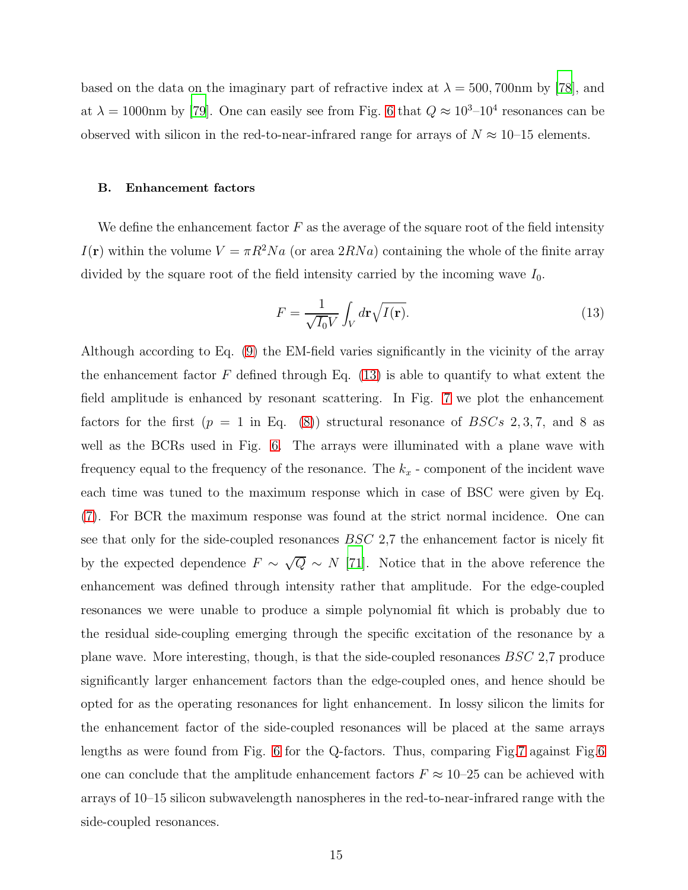based on the data on the imaginary part of refractive index at $\lambda = 500, 700$nm by [78], and at $\lambda = 1000$nm by [79]. One can easily see from Fig. 6 that $Q \approx 10^3$–$10^4$ resonances can be observed with silicon in the red-to-near-infrared range for arrays of $N \approx 10$–15 elements.

### B. Enhancement factors

We define the enhancement factor $F$ as the average of the square root of the field intensity $I(\mathbf{r})$ within the volume $V = \pi R^2 N a$ (or area $2RNa$) containing the whole of the finite array divided by the square root of the field intensity carried by the incoming wave $I_0$.

$$F = \frac{1}{\sqrt{I_0} V} \int_V d\mathbf{r} \sqrt{I(\mathbf{r})}. \tag{13}$$

Although according to Eq. (9) the EM-field varies significantly in the vicinity of the array the enhancement factor $F$ defined through Eq. (13) is able to quantify to what extent the field amplitude is enhanced by resonant scattering. In Fig. 7 we plot the enhancement factors for the first ($p = 1$ in Eq. (8)) structural resonance of $BSCs$ 2, 3, 7, and 8 as well as the BCRs used in Fig. 6. The arrays were illuminated with a plane wave with frequency equal to the frequency of the resonance. The $k_x$ - component of the incident wave each time was tuned to the maximum response which in case of BSC were given by Eq. (7). For BCR the maximum response was found at the strict normal incidence. One can see that only for the side-coupled resonances $BSC$ 2,7 the enhancement factor is nicely fit by the expected dependence $F \sim \sqrt{Q} \sim N$ [71]. Notice that in the above reference the enhancement was defined through intensity rather that amplitude. For the edge-coupled resonances we were unable to produce a simple polynomial fit which is probably due to the residual side-coupling emerging through the specific excitation of the resonance by a plane wave. More interesting, though, is that the side-coupled resonances $BSC$ 2,7 produce significantly larger enhancement factors than the edge-coupled ones, and hence should be opted for as the operating resonances for light enhancement. In lossy silicon the limits for the enhancement factor of the side-coupled resonances will be placed at the same arrays lengths as were found from Fig. 6 for the Q-factors. Thus, comparing Fig.7 against Fig.6 one can conclude that the amplitude enhancement factors $F \approx 10$–25 can be achieved with arrays of 10–15 silicon subwavelength nanospheres in the red-to-near-infrared range with the side-coupled resonances.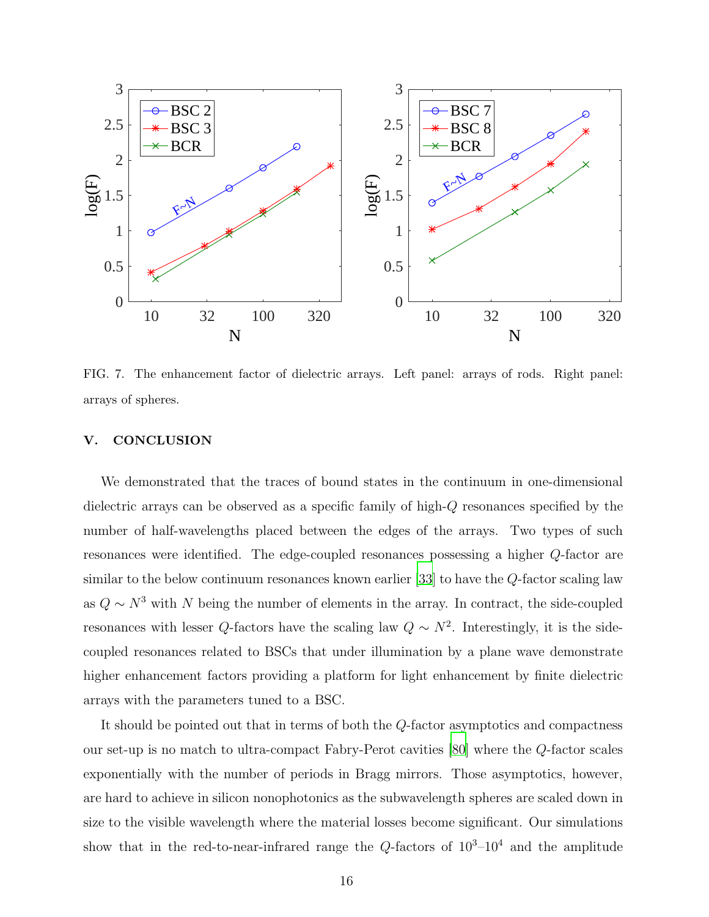FIG. 7. The enhancement factor of dielectric arrays. Left panel: arrays of rods. Right panel: arrays of spheres.

## V. CONCLUSION

We demonstrated that the traces of bound states in the continuum in one-dimensional dielectric arrays can be observed as a specific family of high-$Q$ resonances specified by the number of half-wavelengths placed between the edges of the arrays. Two types of such resonances were identified. The edge-coupled resonances possessing a higher $Q$-factor are similar to the below continuum resonances known earlier [33] to have the $Q$-factor scaling law as $Q \sim N^3$ with $N$ being the number of elements in the array. In contract, the side-coupled resonances with lesser $Q$-factors have the scaling law $Q \sim N^2$. Interestingly, it is the side-coupled resonances related to BSCs that under illumination by a plane wave demonstrate higher enhancement factors providing a platform for light enhancement by finite dielectric arrays with the parameters tuned to a BSC.

It should be pointed out that in terms of both the $Q$-factor asymptotics and compactness our set-up is no match to ultra-compact Fabry-Perot cavities [80] where the $Q$-factor scales exponentially with the number of periods in Bragg mirrors. Those asymptotics, however, are hard to achieve in silicon nonophotonics as the subwavelength spheres are scaled down in size to the visible wavelength where the material losses become significant. Our simulations show that in the red-to-near-infrared range the $Q$-factors of $10^3$–$10^4$ and the amplitude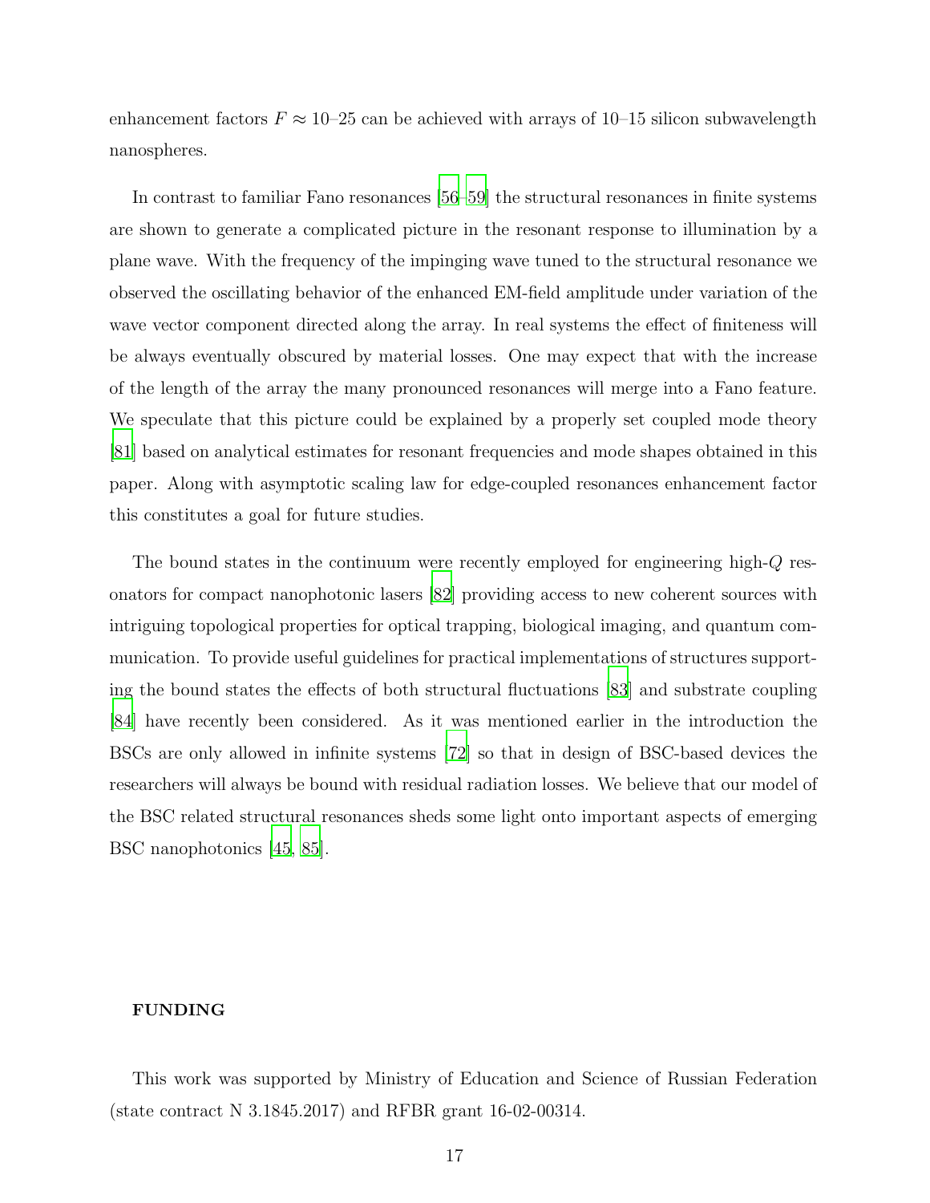enhancement factors $F \approx 10$–$25$ can be achieved with arrays of 10–15 silicon subwavelength nanospheres.

In contrast to familiar Fano resonances [56–59] the structural resonances in finite systems are shown to generate a complicated picture in the resonant response to illumination by a plane wave. With the frequency of the impinging wave tuned to the structural resonance we observed the oscillating behavior of the enhanced EM-field amplitude under variation of the wave vector component directed along the array. In real systems the effect of finiteness will be always eventually obscured by material losses. One may expect that with the increase of the length of the array the many pronounced resonances will merge into a Fano feature. We speculate that this picture could be explained by a properly set coupled mode theory [81] based on analytical estimates for resonant frequencies and mode shapes obtained in this paper. Along with asymptotic scaling law for edge-coupled resonances enhancement factor this constitutes a goal for future studies.

The bound states in the continuum were recently employed for engineering high-$Q$ resonators for compact nanophotonic lasers [82] providing access to new coherent sources with intriguing topological properties for optical trapping, biological imaging, and quantum communication. To provide useful guidelines for practical implementations of structures supporting the bound states the effects of both structural fluctuations [83] and substrate coupling [84] have recently been considered. As it was mentioned earlier in the introduction the BSCs are only allowed in infinite systems [72] so that in design of BSC-based devices the researchers will always be bound with residual radiation losses. We believe that our model of the BSC related structural resonances sheds some light onto important aspects of emerging BSC nanophotonics [45, 85].

## FUNDING

This work was supported by Ministry of Education and Science of Russian Federation (state contract N 3.1845.2017) and RFBR grant 16-02-00314.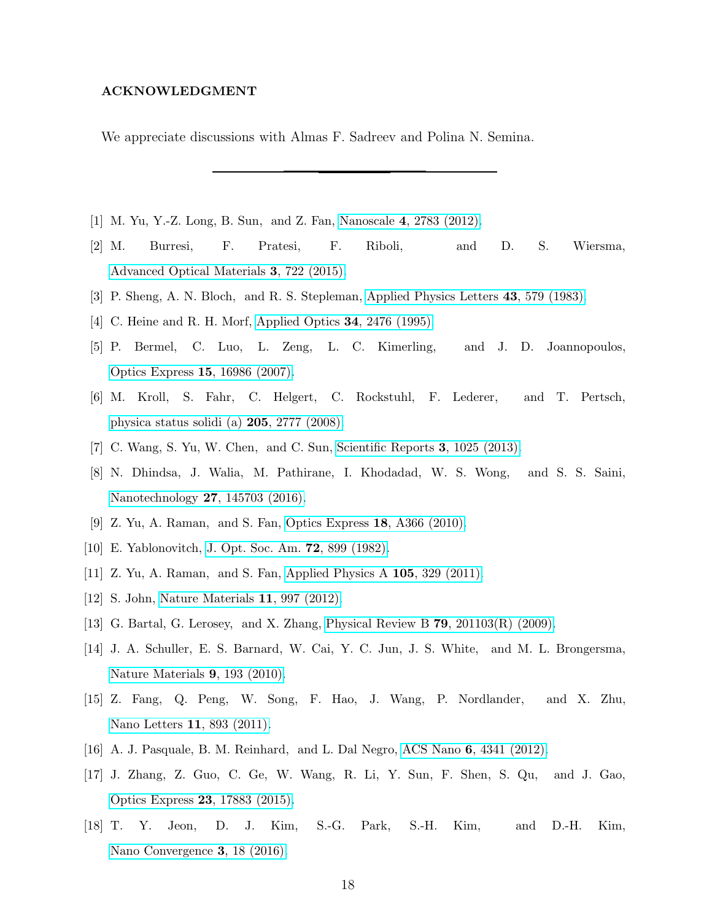## ACKNOWLEDGMENT

We appreciate discussions with Almas F. Sadreev and Polina N. Semina.

---

[1] M. Yu, Y.-Z. Long, B. Sun, and Z. Fan, Nanoscale **4**, 2783 (2012).

[2] M. Burresi, F. Pratesi, F. Riboli, and D. S. Wiersma, Advanced Optical Materials **3**, 722 (2015).

[3] P. Sheng, A. N. Bloch, and R. S. Stepleman, Applied Physics Letters **43**, 579 (1983).

[4] C. Heine and R. H. Morf, Applied Optics **34**, 2476 (1995).

[5] P. Bermel, C. Luo, L. Zeng, L. C. Kimerling, and J. D. Joannopoulos, Optics Express **15**, 16986 (2007).

[6] M. Kroll, S. Fahr, C. Helgert, C. Rockstuhl, F. Lederer, and T. Pertsch, physica status solidi (a) **205**, 2777 (2008).

[7] C. Wang, S. Yu, W. Chen, and C. Sun, Scientific Reports **3**, 1025 (2013).

[8] N. Dhindsa, J. Walia, M. Pathirane, I. Khodadad, W. S. Wong, and S. S. Saini, Nanotechnology **27**, 145703 (2016).

[9] Z. Yu, A. Raman, and S. Fan, Optics Express **18**, A366 (2010).

[10] E. Yablonovitch, J. Opt. Soc. Am. **72**, 899 (1982).

[11] Z. Yu, A. Raman, and S. Fan, Applied Physics A **105**, 329 (2011).

[12] S. John, Nature Materials **11**, 997 (2012).

[13] G. Bartal, G. Lerosey, and X. Zhang, Physical Review B **79**, 201103(R) (2009).

[14] J. A. Schuller, E. S. Barnard, W. Cai, Y. C. Jun, J. S. White, and M. L. Brongersma, Nature Materials **9**, 193 (2010).

[15] Z. Fang, Q. Peng, W. Song, F. Hao, J. Wang, P. Nordlander, and X. Zhu, Nano Letters **11**, 893 (2011).

[16] A. J. Pasquale, B. M. Reinhard, and L. Dal Negro, ACS Nano **6**, 4341 (2012).

[17] J. Zhang, Z. Guo, C. Ge, W. Wang, R. Li, Y. Sun, F. Shen, S. Qu, and J. Gao, Optics Express **23**, 17883 (2015).

[18] T. Y. Jeon, D. J. Kim, S.-G. Park, S.-H. Kim, and D.-H. Kim, Nano Convergence **3**, 18 (2016).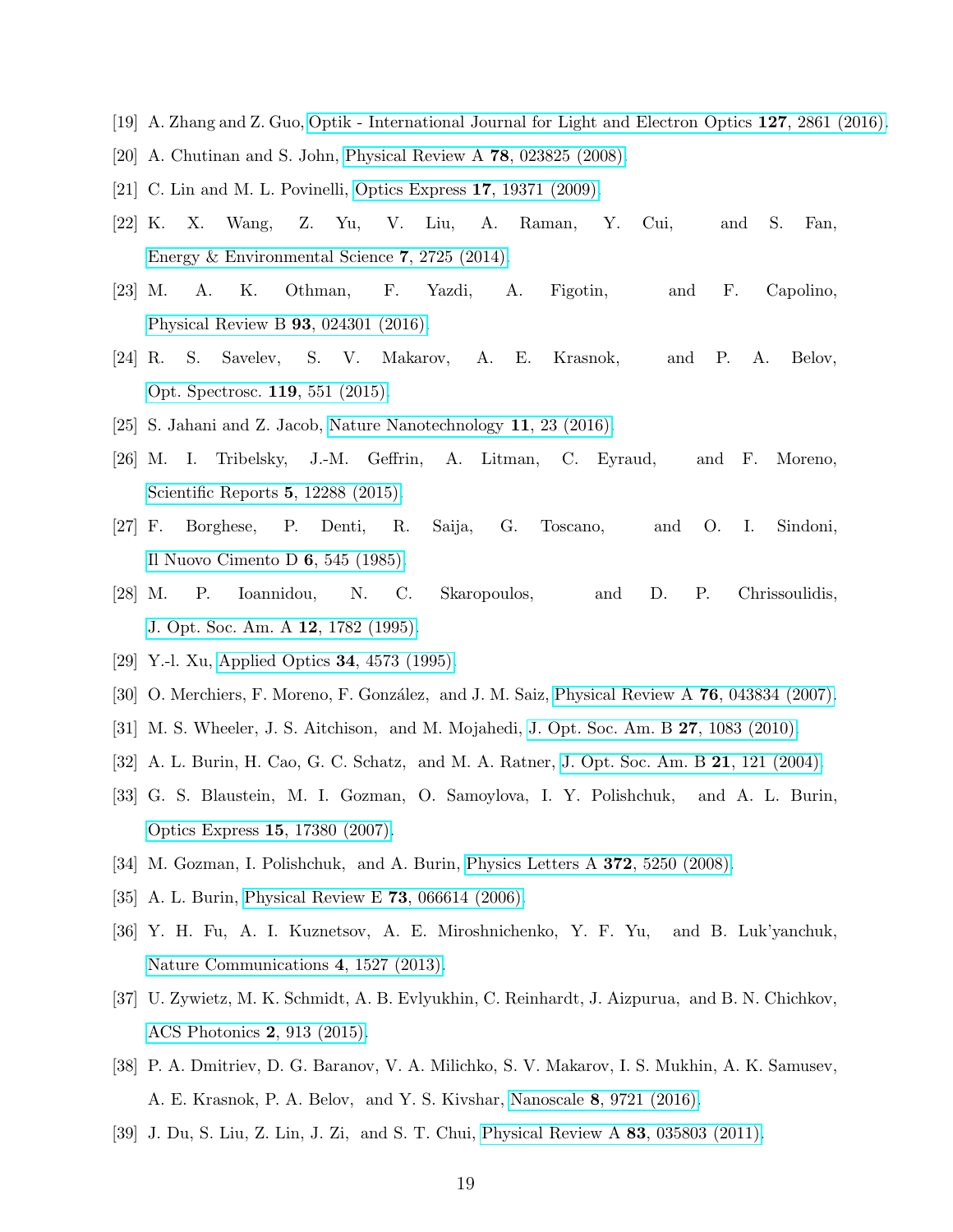[19] A. Zhang and Z. Guo, Optik - International Journal for Light and Electron Optics **127**, 2861 (2016).

[20] A. Chutinan and S. John, Physical Review A **78**, 023825 (2008).

[21] C. Lin and M. L. Povinelli, Optics Express **17**, 19371 (2009).

[22] K. X. Wang, Z. Yu, V. Liu, A. Raman, Y. Cui, and S. Fan, Energy & Environmental Science **7**, 2725 (2014).

[23] M. A. K. Othman, F. Yazdi, A. Figotin, and F. Capolino, Physical Review B **93**, 024301 (2016).

[24] R. S. Savelev, S. V. Makarov, A. E. Krasnok, and P. A. Belov, Opt. Spectrosc. **119**, 551 (2015).

[25] S. Jahani and Z. Jacob, Nature Nanotechnology **11**, 23 (2016).

[26] M. I. Tribelsky, J.-M. Geffrin, A. Litman, C. Eyraud, and F. Moreno, Scientific Reports **5**, 12288 (2015).

[27] F. Borghese, P. Denti, R. Saija, G. Toscano, and O. I. Sindoni, Il Nuovo Cimento D **6**, 545 (1985).

[28] M. P. Ioannidou, N. C. Skaropoulos, and D. P. Chrissoulidis, J. Opt. Soc. Am. A **12**, 1782 (1995).

[29] Y.-l. Xu, Applied Optics **34**, 4573 (1995).

[30] O. Merchiers, F. Moreno, F. González, and J. M. Saiz, Physical Review A **76**, 043834 (2007).

[31] M. S. Wheeler, J. S. Aitchison, and M. Mojahedi, J. Opt. Soc. Am. B **27**, 1083 (2010).

[32] A. L. Burin, H. Cao, G. C. Schatz, and M. A. Ratner, J. Opt. Soc. Am. B **21**, 121 (2004).

[33] G. S. Blaustein, M. I. Gozman, O. Samoylova, I. Y. Polishchuk, and A. L. Burin, Optics Express **15**, 17380 (2007).

[34] M. Gozman, I. Polishchuk, and A. Burin, Physics Letters A **372**, 5250 (2008).

[35] A. L. Burin, Physical Review E **73**, 066614 (2006).

[36] Y. H. Fu, A. I. Kuznetsov, A. E. Miroshnichenko, Y. F. Yu, and B. Luk'yanchuk, Nature Communications **4**, 1527 (2013).

[37] U. Zywietz, M. K. Schmidt, A. B. Evlyukhin, C. Reinhardt, J. Aizpurua, and B. N. Chichkov, ACS Photonics **2**, 913 (2015).

[38] P. A. Dmitriev, D. G. Baranov, V. A. Milichko, S. V. Makarov, I. S. Mukhin, A. K. Samusev, A. E. Krasnok, P. A. Belov, and Y. S. Kivshar, Nanoscale **8**, 9721 (2016).

[39] J. Du, S. Liu, Z. Lin, J. Zi, and S. T. Chui, Physical Review A **83**, 035803 (2011).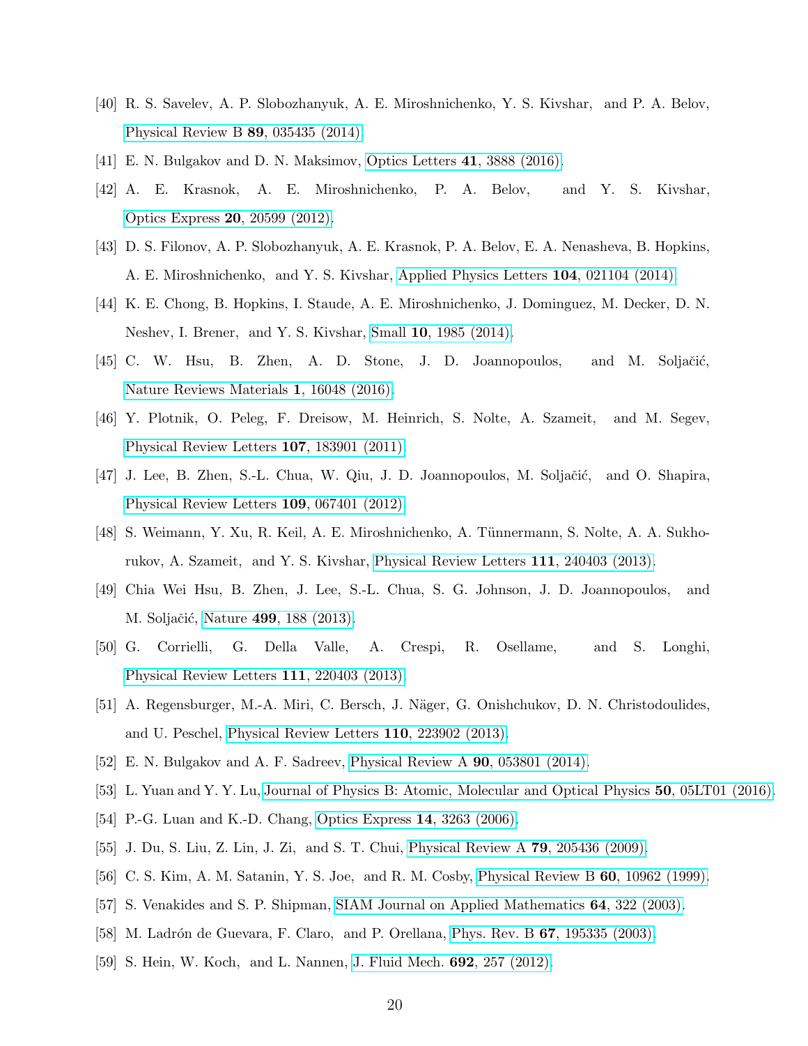[40] R. S. Savelev, A. P. Slobozhanyuk, A. E. Miroshnichenko, Y. S. Kivshar, and P. A. Belov, Physical Review B **89**, 035435 (2014).

[41] E. N. Bulgakov and D. N. Maksimov, Optics Letters **41**, 3888 (2016).

[42] A. E. Krasnok, A. E. Miroshnichenko, P. A. Belov, and Y. S. Kivshar, Optics Express **20**, 20599 (2012).

[43] D. S. Filonov, A. P. Slobozhanyuk, A. E. Krasnok, P. A. Belov, E. A. Nenasheva, B. Hopkins, A. E. Miroshnichenko, and Y. S. Kivshar, Applied Physics Letters **104**, 021104 (2014).

[44] K. E. Chong, B. Hopkins, I. Staude, A. E. Miroshnichenko, J. Dominguez, M. Decker, D. N. Neshev, I. Brener, and Y. S. Kivshar, Small **10**, 1985 (2014).

[45] C. W. Hsu, B. Zhen, A. D. Stone, J. D. Joannopoulos, and M. Soljačić, Nature Reviews Materials **1**, 16048 (2016).

[46] Y. Plotnik, O. Peleg, F. Dreisow, M. Heinrich, S. Nolte, A. Szameit, and M. Segev, Physical Review Letters **107**, 183901 (2011).

[47] J. Lee, B. Zhen, S.-L. Chua, W. Qiu, J. D. Joannopoulos, M. Soljačić, and O. Shapira, Physical Review Letters **109**, 067401 (2012).

[48] S. Weimann, Y. Xu, R. Keil, A. E. Miroshnichenko, A. Tünnermann, S. Nolte, A. A. Sukhorukov, A. Szameit, and Y. S. Kivshar, Physical Review Letters **111**, 240403 (2013).

[49] Chia Wei Hsu, B. Zhen, J. Lee, S.-L. Chua, S. G. Johnson, J. D. Joannopoulos, and M. Soljačić, Nature **499**, 188 (2013).

[50] G. Corrielli, G. Della Valle, A. Crespi, R. Osellame, and S. Longhi, Physical Review Letters **111**, 220403 (2013).

[51] A. Regensburger, M.-A. Miri, C. Bersch, J. Näger, G. Onishchukov, D. N. Christodoulides, and U. Peschel, Physical Review Letters **110**, 223902 (2013).

[52] E. N. Bulgakov and A. F. Sadreev, Physical Review A **90**, 053801 (2014).

[53] L. Yuan and Y. Y. Lu, Journal of Physics B: Atomic, Molecular and Optical Physics **50**, 05LT01 (2016).

[54] P.-G. Luan and K.-D. Chang, Optics Express **14**, 3263 (2006).

[55] J. Du, S. Liu, Z. Lin, J. Zi, and S. T. Chui, Physical Review A **79**, 205436 (2009).

[56] C. S. Kim, A. M. Satanin, Y. S. Joe, and R. M. Cosby, Physical Review B **60**, 10962 (1999).

[57] S. Venakides and S. P. Shipman, SIAM Journal on Applied Mathematics **64**, 322 (2003).

[58] M. Ladrón de Guevara, F. Claro, and P. Orellana, Phys. Rev. B **67**, 195335 (2003).

[59] S. Hein, W. Koch, and L. Nannen, J. Fluid Mech. **692**, 257 (2012).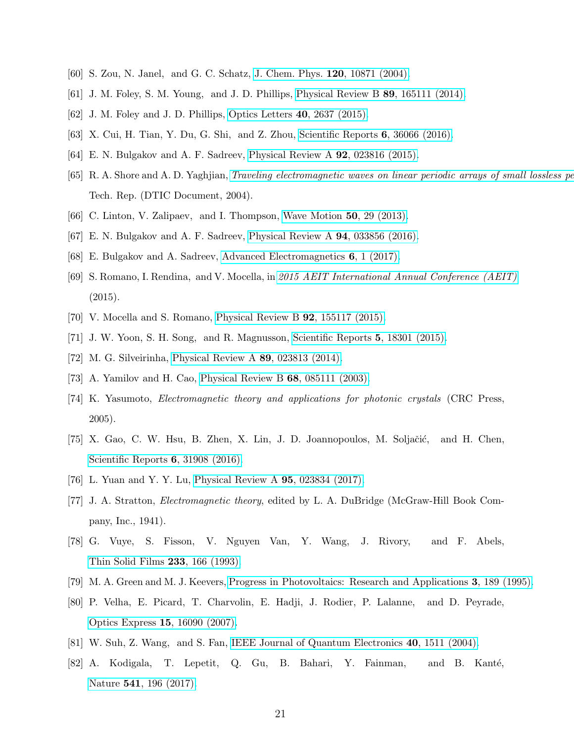[60] S. Zou, N. Janel, and G. C. Schatz, J. Chem. Phys. **120**, 10871 (2004).

[61] J. M. Foley, S. M. Young, and J. D. Phillips, Physical Review B **89**, 165111 (2014).

[62] J. M. Foley and J. D. Phillips, Optics Letters **40**, 2637 (2015).

[63] X. Cui, H. Tian, Y. Du, G. Shi, and Z. Zhou, Scientific Reports **6**, 36066 (2016).

[64] E. N. Bulgakov and A. F. Sadreev, Physical Review A **92**, 023816 (2015).

[65] R. A. Shore and A. D. Yaghjian, *Traveling electromagnetic waves on linear periodic arrays of small lossless pe* Tech. Rep. (DTIC Document, 2004).

[66] C. Linton, V. Zalipaev, and I. Thompson, Wave Motion **50**, 29 (2013).

[67] E. N. Bulgakov and A. F. Sadreev, Physical Review A **94**, 033856 (2016).

[68] E. Bulgakov and A. Sadreev, Advanced Electromagnetics **6**, 1 (2017).

[69] S. Romano, I. Rendina, and V. Mocella, in *2015 AEIT International Annual Conference (AEIT)* (2015).

[70] V. Mocella and S. Romano, Physical Review B **92**, 155117 (2015).

[71] J. W. Yoon, S. H. Song, and R. Magnusson, Scientific Reports **5**, 18301 (2015).

[72] M. G. Silveirinha, Physical Review A **89**, 023813 (2014).

[73] A. Yamilov and H. Cao, Physical Review B **68**, 085111 (2003).

[74] K. Yasumoto, *Electromagnetic theory and applications for photonic crystals* (CRC Press, 2005).

[75] X. Gao, C. W. Hsu, B. Zhen, X. Lin, J. D. Joannopoulos, M. Soljačić, and H. Chen, Scientific Reports **6**, 31908 (2016).

[76] L. Yuan and Y. Y. Lu, Physical Review A **95**, 023834 (2017).

[77] J. A. Stratton, *Electromagnetic theory*, edited by L. A. DuBridge (McGraw-Hill Book Company, Inc., 1941).

[78] G. Vuye, S. Fisson, V. Nguyen Van, Y. Wang, J. Rivory, and F. Abels, Thin Solid Films **233**, 166 (1993).

[79] M. A. Green and M. J. Keevers, Progress in Photovoltaics: Research and Applications **3**, 189 (1995).

[80] P. Velha, E. Picard, T. Charvolin, E. Hadji, J. Rodier, P. Lalanne, and D. Peyrade, Optics Express **15**, 16090 (2007).

[81] W. Suh, Z. Wang, and S. Fan, IEEE Journal of Quantum Electronics **40**, 1511 (2004).

[82] A. Kodigala, T. Lepetit, Q. Gu, B. Bahari, Y. Fainman, and B. Kanté, Nature **541**, 196 (2017).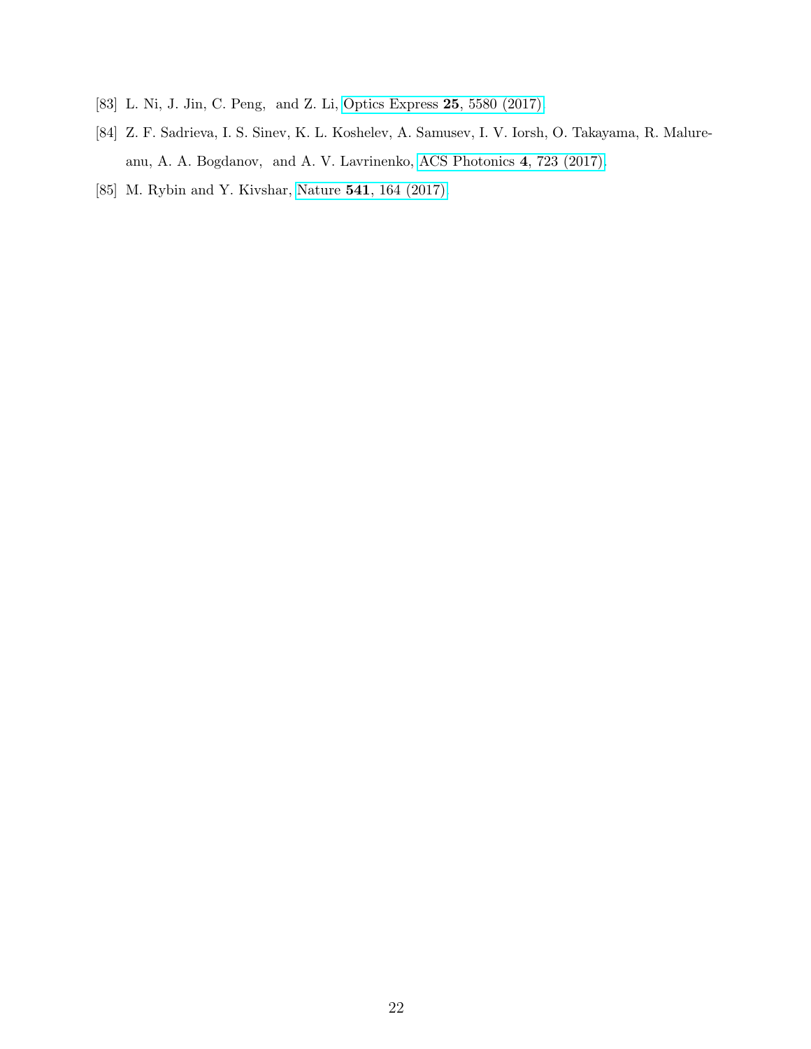[83] L. Ni, J. Jin, C. Peng, and Z. Li, Optics Express **25**, 5580 (2017).

[84] Z. F. Sadrieva, I. S. Sinev, K. L. Koshelev, A. Samusev, I. V. Iorsh, O. Takayama, R. Malureanu, A. A. Bogdanov, and A. V. Lavrinenko, ACS Photonics **4**, 723 (2017).

[85] M. Rybin and Y. Kivshar, Nature **541**, 164 (2017).